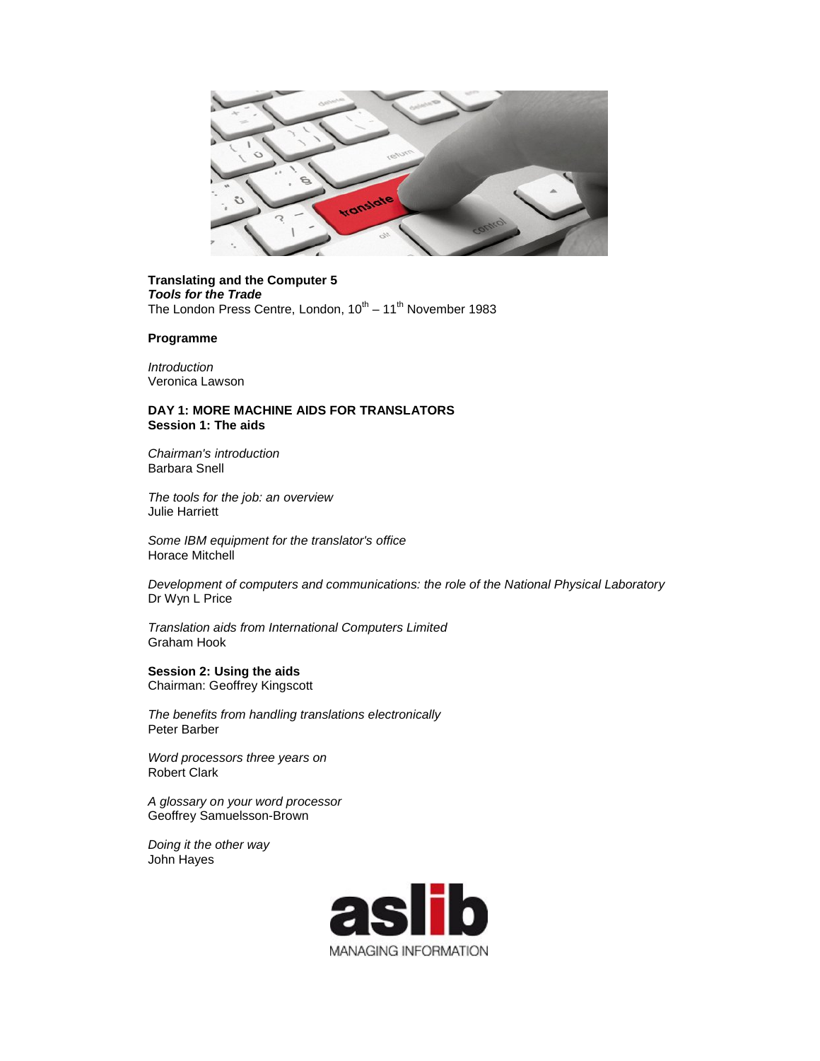**Translating and the Computer 5**
***Tools for the Trade***
The London Press Centre, London, 10th – 11th November 1983

**Programme**

*Introduction*
Veronica Lawson

**DAY 1: MORE MACHINE AIDS FOR TRANSLATORS**
**Session 1: The aids**

*Chairman's introduction*
Barbara Snell

*The tools for the job: an overview*
Julie Harriett

*Some IBM equipment for the translator's office*
Horace Mitchell

*Development of computers and communications: the role of the National Physical Laboratory*
Dr Wyn L Price

*Translation aids from International Computers Limited*
Graham Hook

**Session 2: Using the aids**
Chairman: Geoffrey Kingscott

*The benefits from handling translations electronically*
Peter Barber

*Word processors three years on*
Robert Clark

*A glossary on your word processor*
Geoffrey Samuelsson-Brown

*Doing it the other way*
John Hayes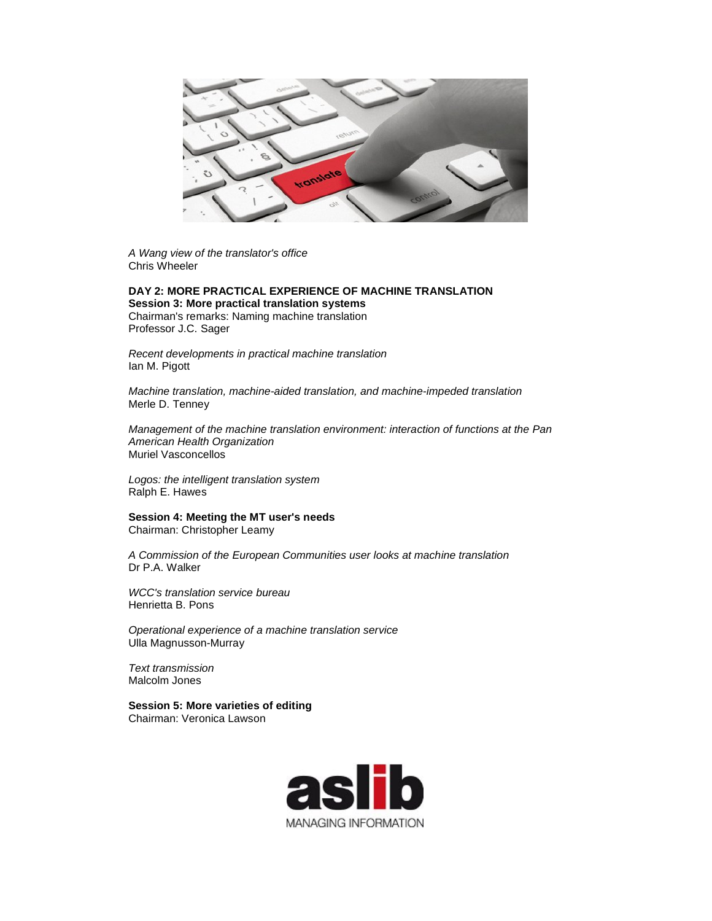*A Wang view of the translator's office*
Chris Wheeler

**DAY 2: MORE PRACTICAL EXPERIENCE OF MACHINE TRANSLATION**
**Session 3: More practical translation systems**
Chairman's remarks: Naming machine translation
Professor J.C. Sager

*Recent developments in practical machine translation*
Ian M. Pigott

*Machine translation, machine-aided translation, and machine-impeded translation*
Merle D. Tenney

*Management of the machine translation environment: interaction of functions at the Pan American Health Organization*
Muriel Vasconcellos

*Logos: the intelligent translation system*
Ralph E. Hawes

**Session 4: Meeting the MT user's needs**
Chairman: Christopher Leamy

*A Commission of the European Communities user looks at machine translation*
Dr P.A. Walker

*WCC's translation service bureau*
Henrietta B. Pons

*Operational experience of a machine translation service*
Ulla Magnusson-Murray

*Text transmission*
Malcolm Jones

**Session 5: More varieties of editing**
Chairman: Veronica Lawson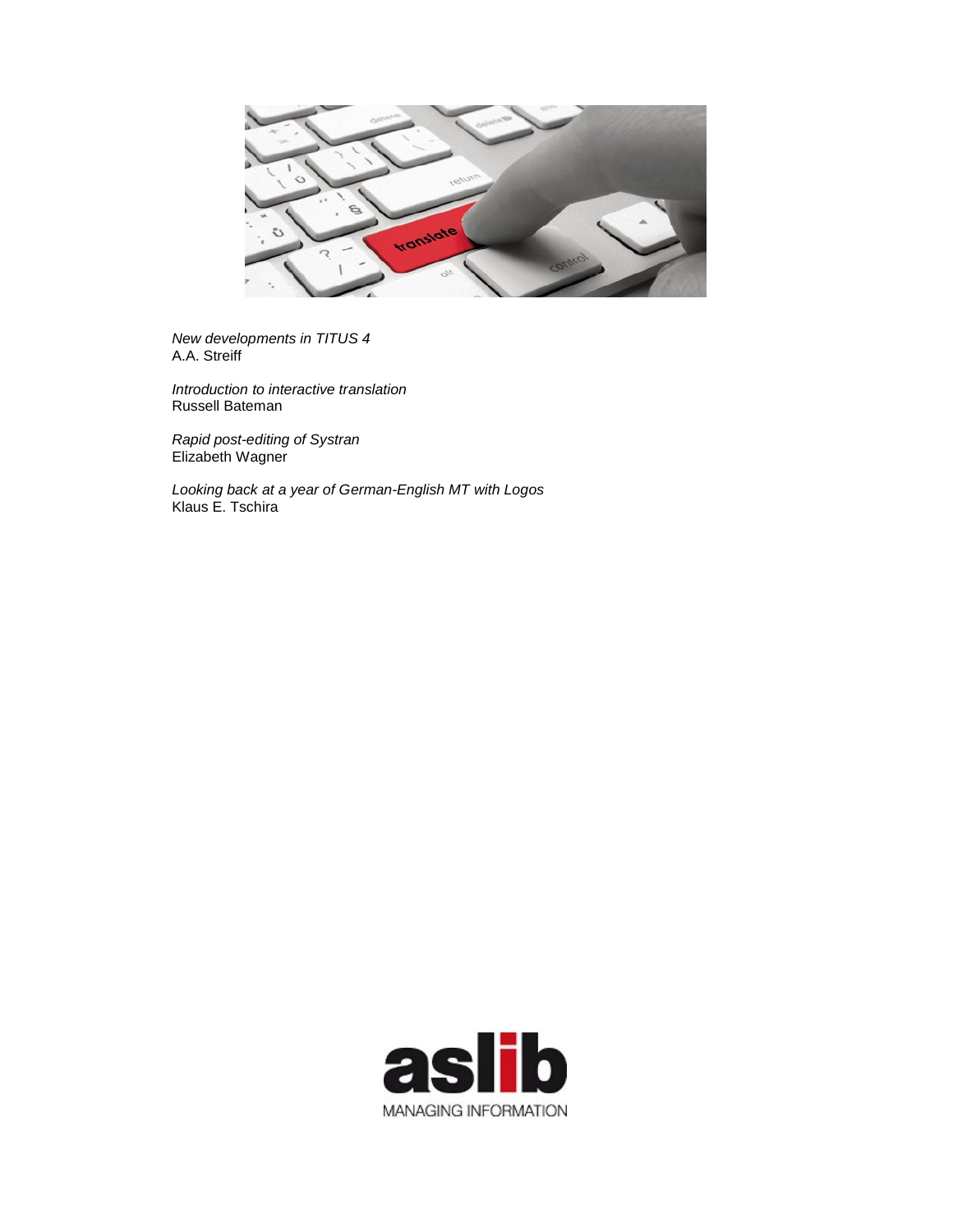*New developments in TITUS 4*
A.A. Streiff

*Introduction to interactive translation*
Russell Bateman

*Rapid post-editing of Systran*
Elizabeth Wagner

*Looking back at a year of German-English MT with Logos*
Klaus E. Tschira

aslib
MANAGING INFORMATION